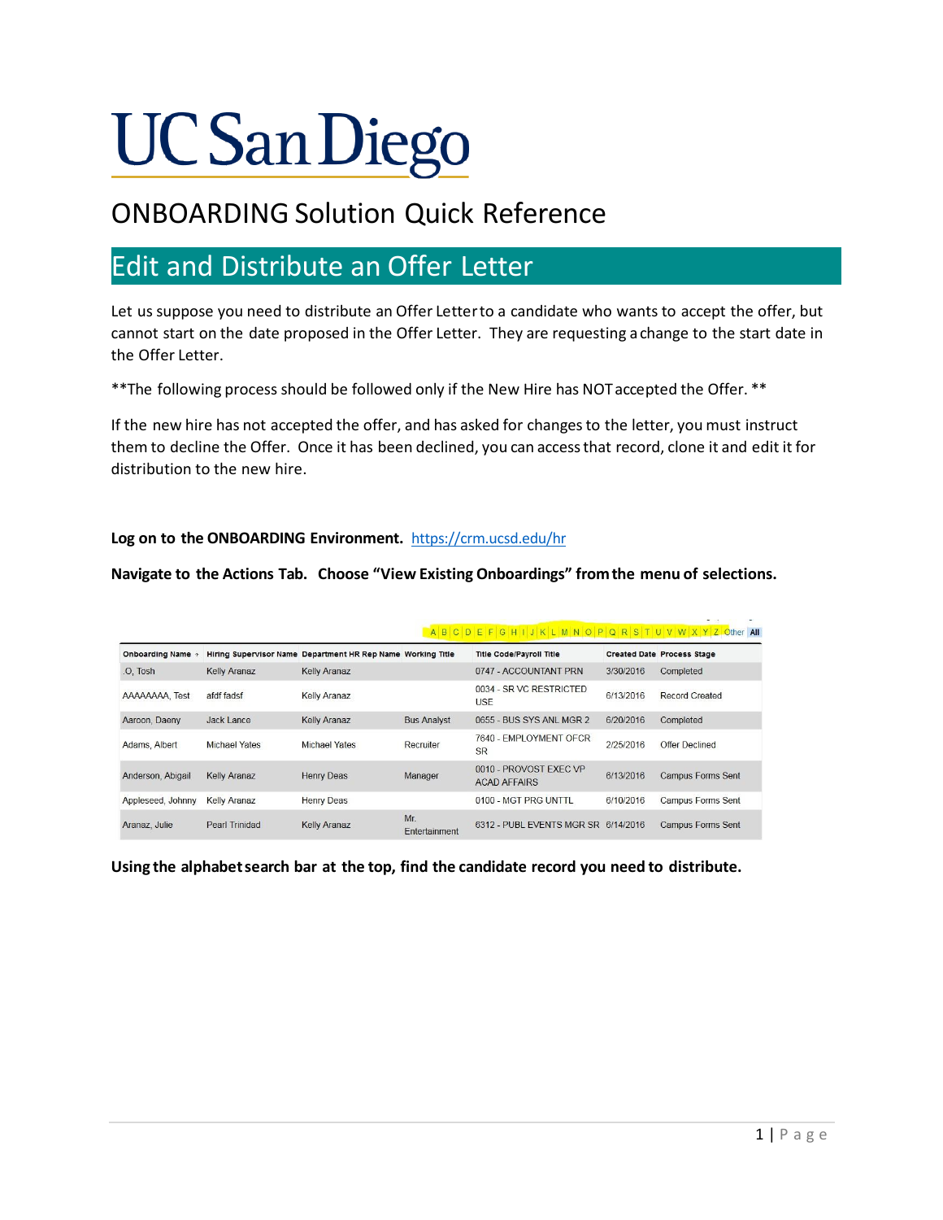# UC San Diego

## ONBOARDING Solution Quick Reference

## Edit and Distribute an Offer Letter

Let us suppose you need to distribute an Offer Letter to a candidate who wants to accept the offer, but cannot start on the date proposed in the Offer Letter. They are requesting a change to the start date in the Offer Letter.

**The following process should be followed only if the New Hire has NOT accepted the Offer. **

If the new hire has not accepted the offer, and has asked for changes to the letter, you must instruct them to decline the Offer. Once it has been declined, you can access that record, clone it and edit it for distribution to the new hire.

**Log on to the ONBOARDING Environment.** https://crm.ucsd.edu/hr

**Navigate to the Actions Tab. Choose "View Existing Onboardings" from the menu of selections.**

A | B | C | D | E | F | G | H | I | J | K | L | M | N | O | P | Q | R | S | T | U | V | W | X | Y | Z | Other | All

| Onboarding Name | Hiring Supervisor Name | Department HR Rep Name | Working Title | Title Code/Payroll Title | Created Date | Process Stage |
|---|---|---|---|---|---|---|
| .O, Tosh | Kelly Aranaz | Kelly Aranaz | | 0747 - ACCOUNTANT PRN | 3/30/2016 | Completed |
| AAAAAAAA, Test | afdf fadsf | Kelly Aranaz | | 0034 - SR VC RESTRICTED USE | 6/13/2016 | Record Created |
| Aaroon, Daeny | Jack Lance | Kelly Aranaz | Bus Analyst | 0655 - BUS SYS ANL MGR 2 | 6/20/2016 | Completed |
| Adams, Albert | Michael Yates | Michael Yates | Recruiter | 7640 - EMPLOYMENT OFCR SR | 2/25/2016 | Offer Declined |
| Anderson, Abigail | Kelly Aranaz | Henry Deas | Manager | 0010 - PROVOST EXEC VP ACAD AFFAIRS | 6/13/2016 | Campus Forms Sent |
| Appleseed, Johnny | Kelly Aranaz | Henry Deas | | 0100 - MGT PRG UNTTL | 6/10/2016 | Campus Forms Sent |
| Aranaz, Julie | Pearl Trinidad | Kelly Aranaz | Mr. Entertainment | 6312 - PUBL EVENTS MGR SR | 6/14/2016 | Campus Forms Sent |

**Using the alphabet search bar at the top, find the candidate record you need to distribute.**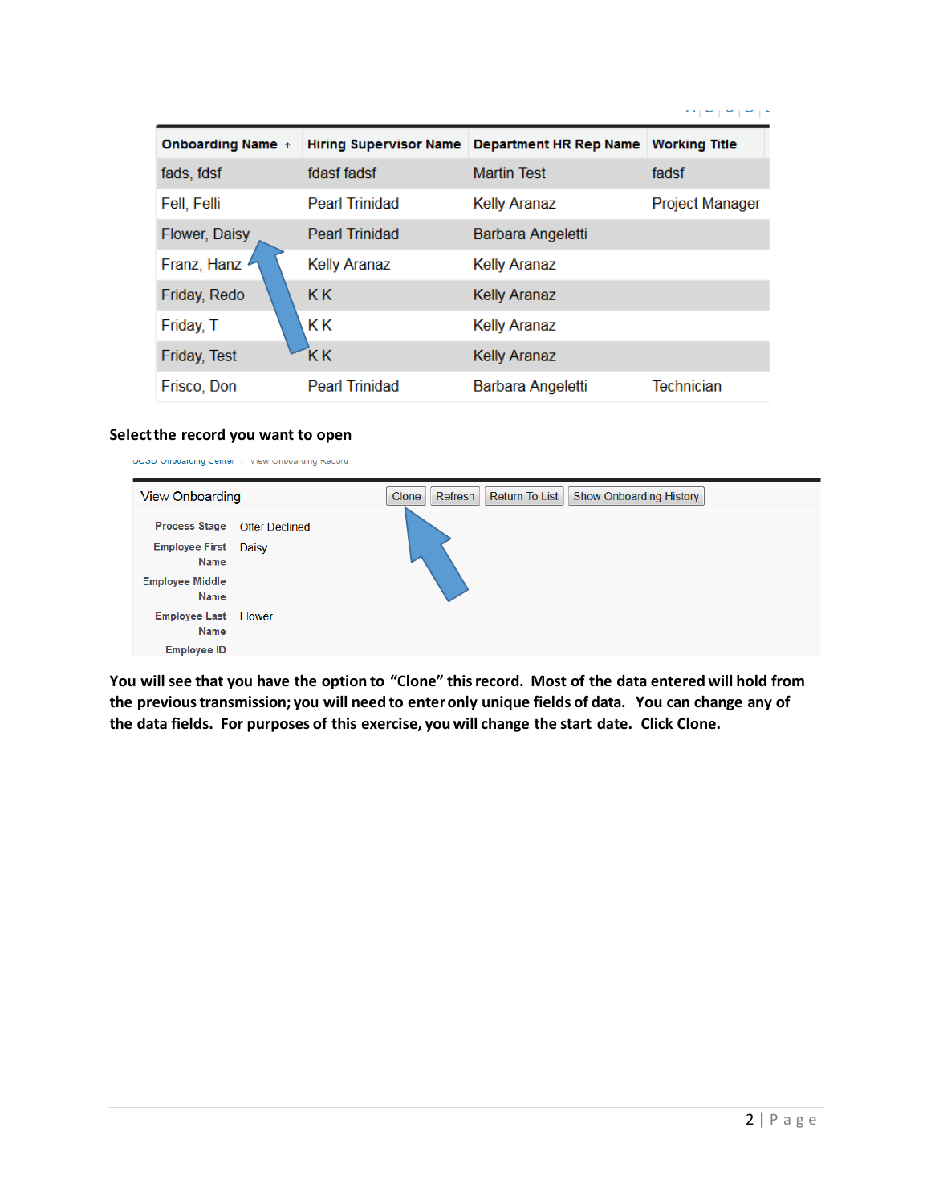| Onboarding Name ↑ | Hiring Supervisor Name | Department HR Rep Name | Working Title |
|---|---|---|---|
| fads, fdsf | fdasf fadsf | Martin Test | fadsf |
| Fell, Felli | Pearl Trinidad | Kelly Aranaz | Project Manager |
| Flower, Daisy | Pearl Trinidad | Barbara Angeletti | |
| Franz, Hanz | Kelly Aranaz | Kelly Aranaz | |
| Friday, Redo | K K | Kelly Aranaz | |
| Friday, T | K K | Kelly Aranaz | |
| Friday, Test | K K | Kelly Aranaz | |
| Frisco, Don | Pearl Trinidad | Barbara Angeletti | Technician |

**Select the record you want to open**

UCSD Onboarding Center / View Onboarding Record

View Onboarding — Clone | Refresh | Return To List | Show Onboarding History

| | |
|---|---|
| Process Stage | Offer Declined |
| Employee First Name | Daisy |
| Employee Middle Name | |
| Employee Last Name | Flower |
| Employee ID | |

**You will see that you have the option to "Clone" this record. Most of the data entered will hold from the previous transmission; you will need to enter only unique fields of data. You can change any of the data fields. For purposes of this exercise, you will change the start date. Click Clone.**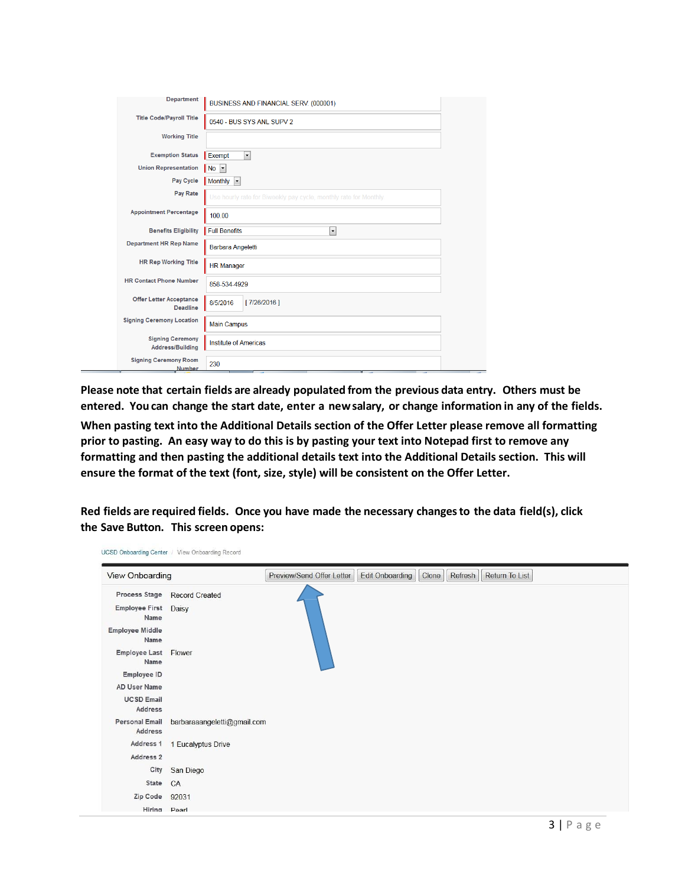| Field | Value |
| --- | --- |
| Department | BUSINESS AND FINANCIAL SERV (000001) |
| Title Code/Payroll Title | 0540 - BUS SYS ANL SUPV 2 |
| Working Title | |
| Exemption Status | Exempt |
| Union Representation | No |
| Pay Cycle | Monthly |
| Pay Rate | Use hourly rate for Biweekly pay cycle, monthly rate for Monthly |
| Appointment Percentage | 100.00 |
| Benefits Eligibility | Full Benefits |
| Department HR Rep Name | Barbara Angeletti |
| HR Rep Working Title | HR Manager |
| HR Contact Phone Number | 858-534-4929 |
| Offer Letter Acceptance Deadline | 8/5/2016 [ 7/26/2016 ] |
| Signing Ceremony Location | Main Campus |
| Signing Ceremony Address/Building | Institute of Americas |
| Signing Ceremony Room Number | 230 |

**Please note that certain fields are already populated from the previous data entry. Others must be entered. You can change the start date, enter a new salary, or change information in any of the fields.**

**When pasting text into the Additional Details section of the Offer Letter please remove all formatting prior to pasting. An easy way to do this is by pasting your text into Notepad first to remove any formatting and then pasting the additional details text into the Additional Details section. This will ensure the format of the text (font, size, style) will be consistent on the Offer Letter.**

**Red fields are required fields. Once you have made the necessary changes to the data field(s), click the Save Button. This screen opens:**

UCSD Onboarding Center / View Onboarding Record

View Onboarding — Preview/Send Offer Letter | Edit Onboarding | Clone | Refresh | Return To List

| Field | Value |
| --- | --- |
| Process Stage | Record Created |
| Employee First Name | Daisy |
| Employee Middle Name | |
| Employee Last Name | Flower |
| Employee ID | |
| AD User Name | |
| UCSD Email Address | |
| Personal Email Address | barbaraaangeletti@gmail.com |
| Address 1 | 1 Eucalyptus Drive |
| Address 2 | |
| City | San Diego |
| State | CA |
| Zip Code | 92031 |
| Hiring | Pearl |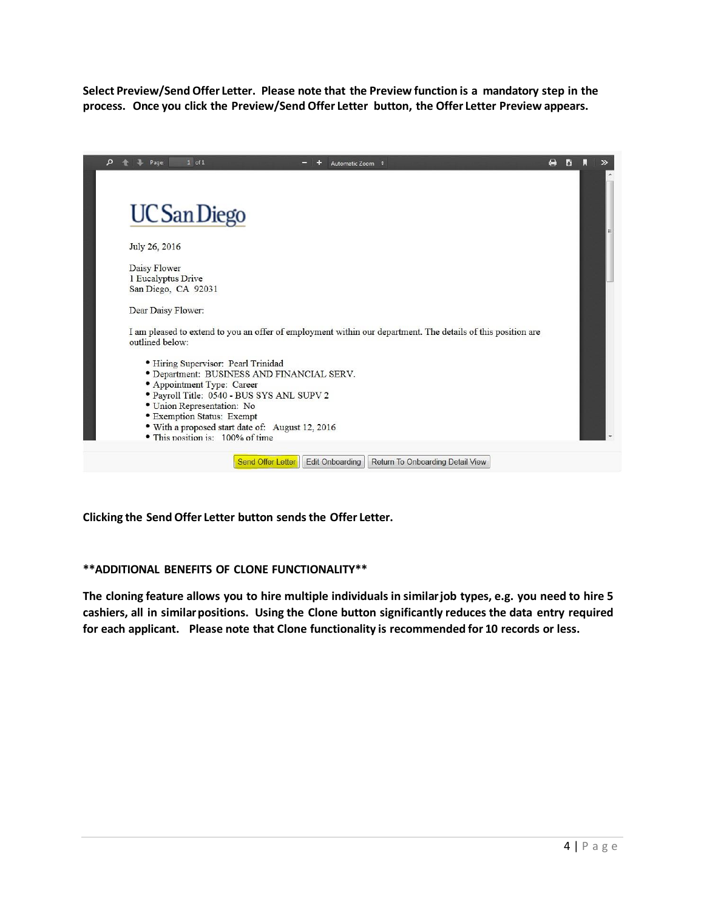**Select Preview/Send Offer Letter. Please note that the Preview function is a mandatory step in the process. Once you click the Preview/Send Offer Letter button, the Offer Letter Preview appears.**

UC San Diego

July 26, 2016

Daisy Flower
1 Eucalyptus Drive
San Diego, CA 92031

Dear Daisy Flower:

I am pleased to extend to you an offer of employment within our department. The details of this position are outlined below:

- Hiring Supervisor: Pearl Trinidad
- Department: BUSINESS AND FINANCIAL SERV.
- Appointment Type: Career
- Payroll Title: 0540 - BUS SYS ANL SUPV 2
- Union Representation: No
- Exemption Status: Exempt
- With a proposed start date of: August 12, 2016
- This position is: 100% of time

Send Offer Letter | Edit Onboarding | Return To Onboarding Detail View

**Clicking the Send Offer Letter button sends the Offer Letter.**

**\*\*ADDITIONAL BENEFITS OF CLONE FUNCTIONALITY\*\***

**The cloning feature allows you to hire multiple individuals in similar job types, e.g. you need to hire 5 cashiers, all in similar positions. Using the Clone button significantly reduces the data entry required for each applicant. Please note that Clone functionality is recommended for 10 records or less.**